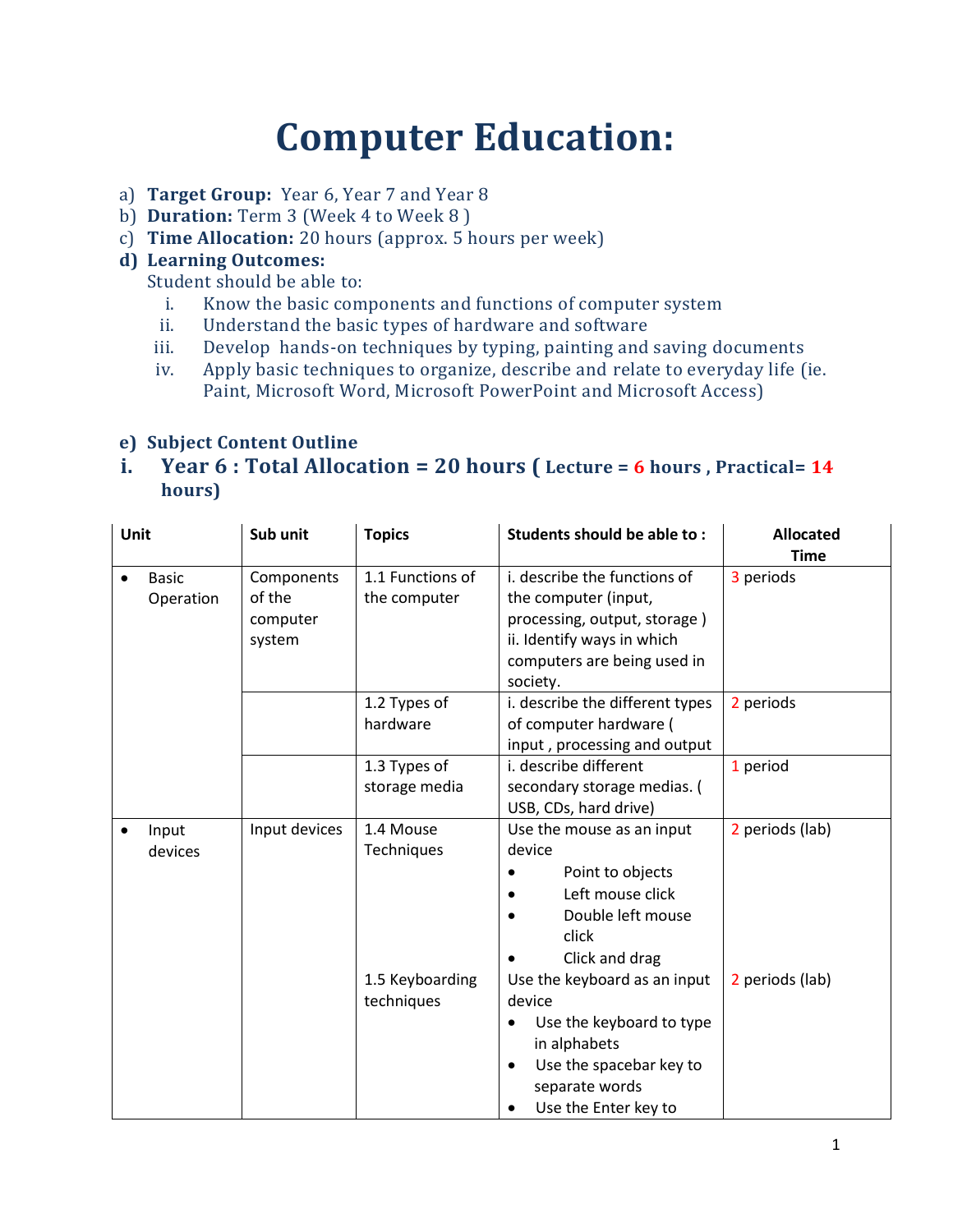# Computer Education:

a) **Target Group:** Year 6, Year 7 and Year 8
b) **Duration:** Term 3 (Week 4 to Week 8 )
c) **Time Allocation:** 20 hours (approx. 5 hours per week)
d) **Learning Outcomes:**
   Student should be able to:
   i. Know the basic components and functions of computer system
   ii. Understand the basic types of hardware and software
   iii. Develop hands-on techniques by typing, painting and saving documents
   iv. Apply basic techniques to organize, describe and relate to everyday life (ie. Paint, Microsoft Word, Microsoft PowerPoint and Microsoft Access)

e) **Subject Content Outline**

i. **Year 6 : Total Allocation = 20 hours ( Lecture = 6 hours , Practical= 14 hours)**

| Unit | Sub unit | Topics | Students should be able to : | Allocated Time |
|---|---|---|---|---|
| • Basic Operation | Components of the computer system | 1.1 Functions of the computer | i. describe the functions of the computer (input, processing, output, storage ) ii. Identify ways in which computers are being used in society. | 3 periods |
| | | 1.2 Types of hardware | i. describe the different types of computer hardware ( input , processing and output | 2 periods |
| | | 1.3 Types of storage media | i. describe different secondary storage medias. ( USB, CDs, hard drive) | 1 period |
| • Input devices | Input devices | 1.4 Mouse Techniques | Use the mouse as an input device<br>• Point to objects<br>• Left mouse click<br>• Double left mouse click<br>• Click and drag | 2 periods (lab) |
| | | 1.5 Keyboarding techniques | Use the keyboard as an input device<br>• Use the keyboard to type in alphabets<br>• Use the spacebar key to separate words<br>• Use the Enter key to | 2 periods (lab) |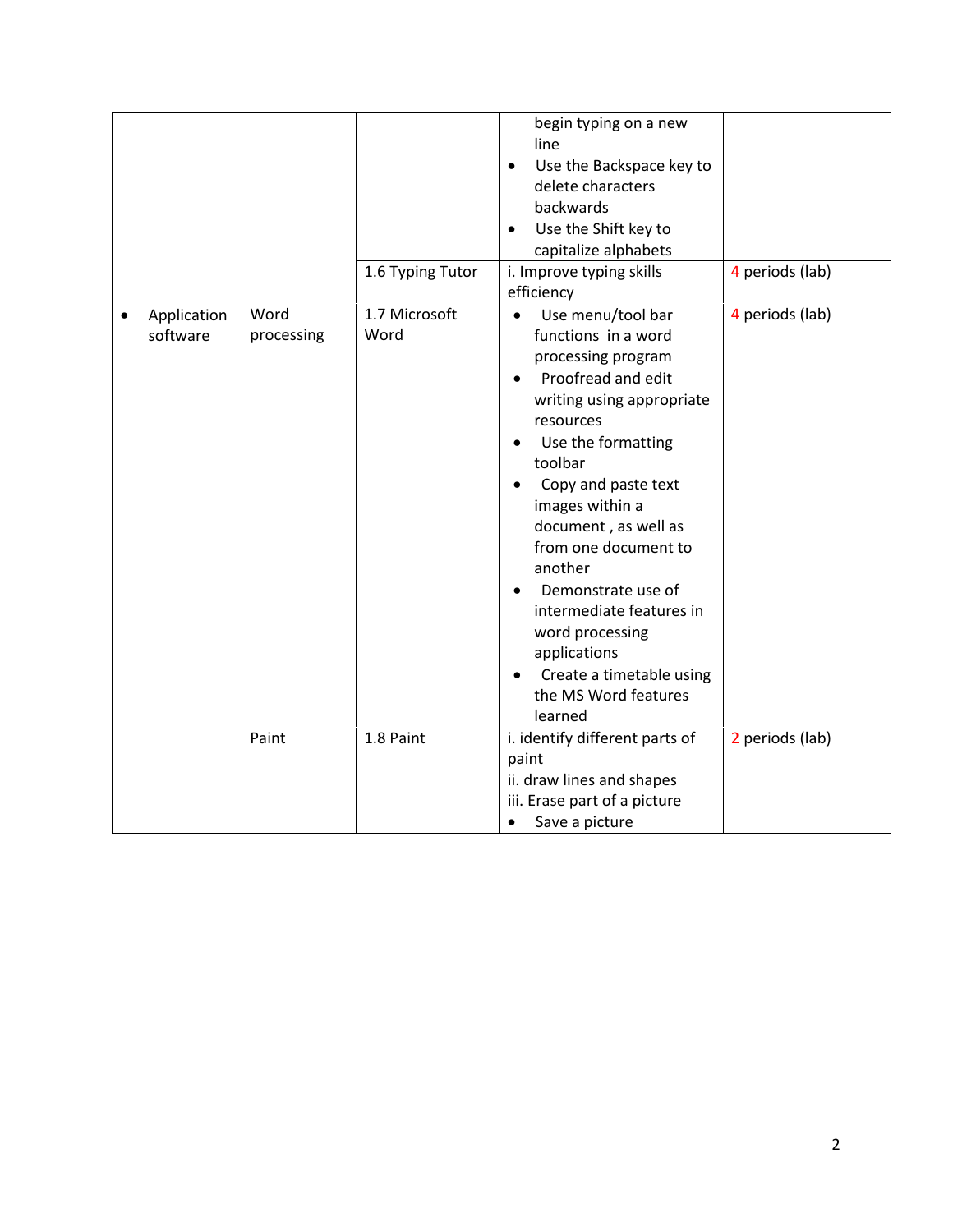| | | | | |
|---|---|---|---|---|
| | | | begin typing on a new line<br>• Use the Backspace key to delete characters backwards<br>• Use the Shift key to capitalize alphabets | |
| | | 1.6 Typing Tutor | i. Improve typing skills efficiency | 4 periods (lab) |
| • Application software | Word processing | 1.7 Microsoft Word | • Use menu/tool bar functions in a word processing program<br>• Proofread and edit writing using appropriate resources<br>• Use the formatting toolbar<br>• Copy and paste text images within a document , as well as from one document to another<br>• Demonstrate use of intermediate features in word processing applications<br>• Create a timetable using the MS Word features learned | 4 periods (lab) |
| | Paint | 1.8 Paint | i. identify different parts of paint<br>ii. draw lines and shapes<br>iii. Erase part of a picture<br>• Save a picture | 2 periods (lab) |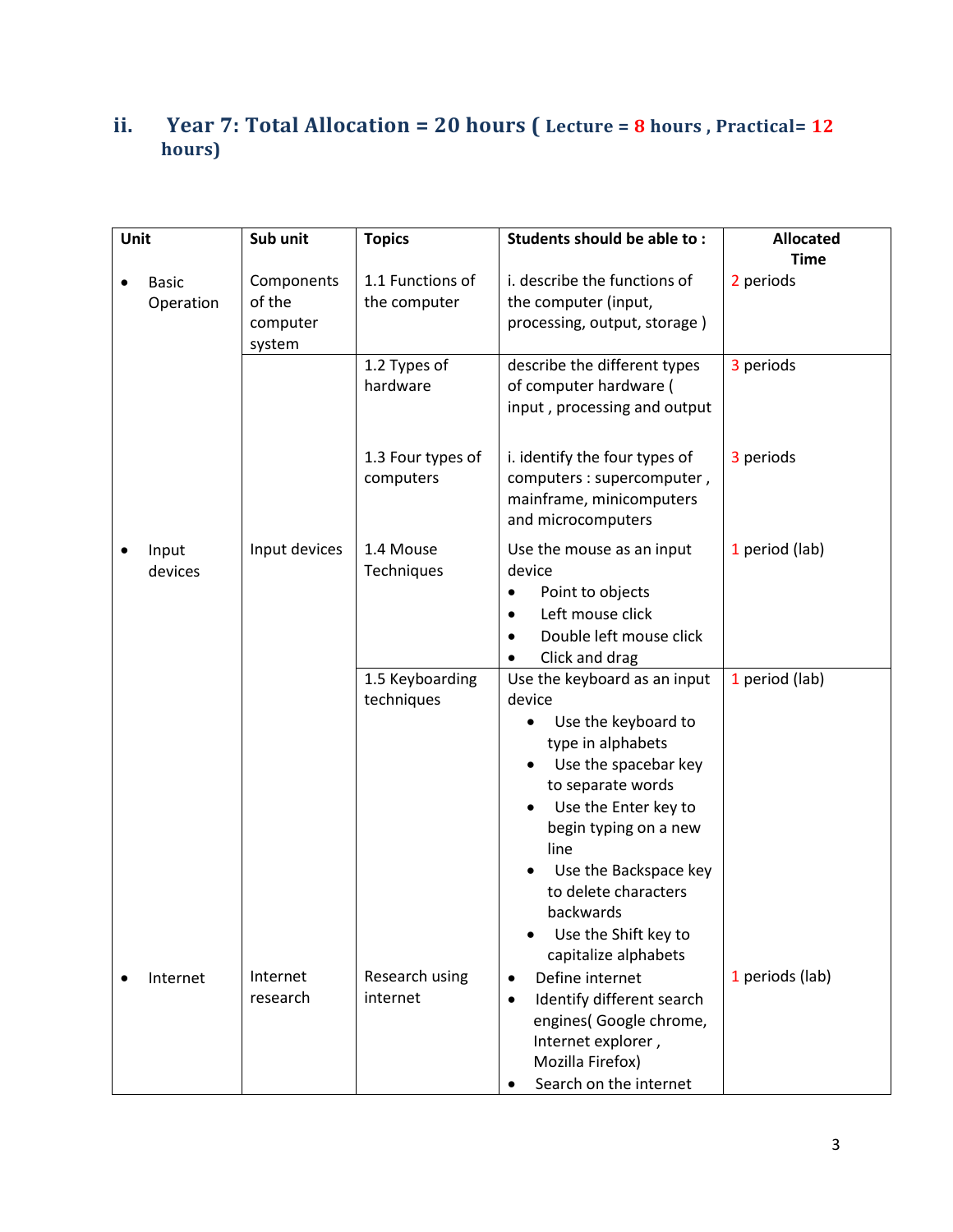## ii. Year 7: Total Allocation = 20 hours ( Lecture = 8 hours , Practical= 12 hours)

| Unit | Sub unit | Topics | Students should be able to : | Allocated Time |
|---|---|---|---|---|
| • Basic Operation | Components of the computer system | 1.1 Functions of the computer | i. describe the functions of the computer (input, processing, output, storage ) | 2 periods |
| | | 1.2 Types of hardware | describe the different types of computer hardware ( input , processing and output | 3 periods |
| | | 1.3 Four types of computers | i. identify the four types of computers : supercomputer , mainframe, minicomputers and microcomputers | 3 periods |
| • Input devices | Input devices | 1.4 Mouse Techniques | Use the mouse as an input device<br>• Point to objects<br>• Left mouse click<br>• Double left mouse click<br>• Click and drag | 1 period (lab) |
| | | 1.5 Keyboarding techniques | Use the keyboard as an input device<br>• Use the keyboard to type in alphabets<br>• Use the spacebar key to separate words<br>• Use the Enter key to begin typing on a new line<br>• Use the Backspace key to delete characters backwards<br>• Use the Shift key to capitalize alphabets | 1 period (lab) |
| • Internet | Internet research | Research using internet | • Define internet<br>• Identify different search engines( Google chrome, Internet explorer , Mozilla Firefox)<br>• Search on the internet | 1 periods (lab) |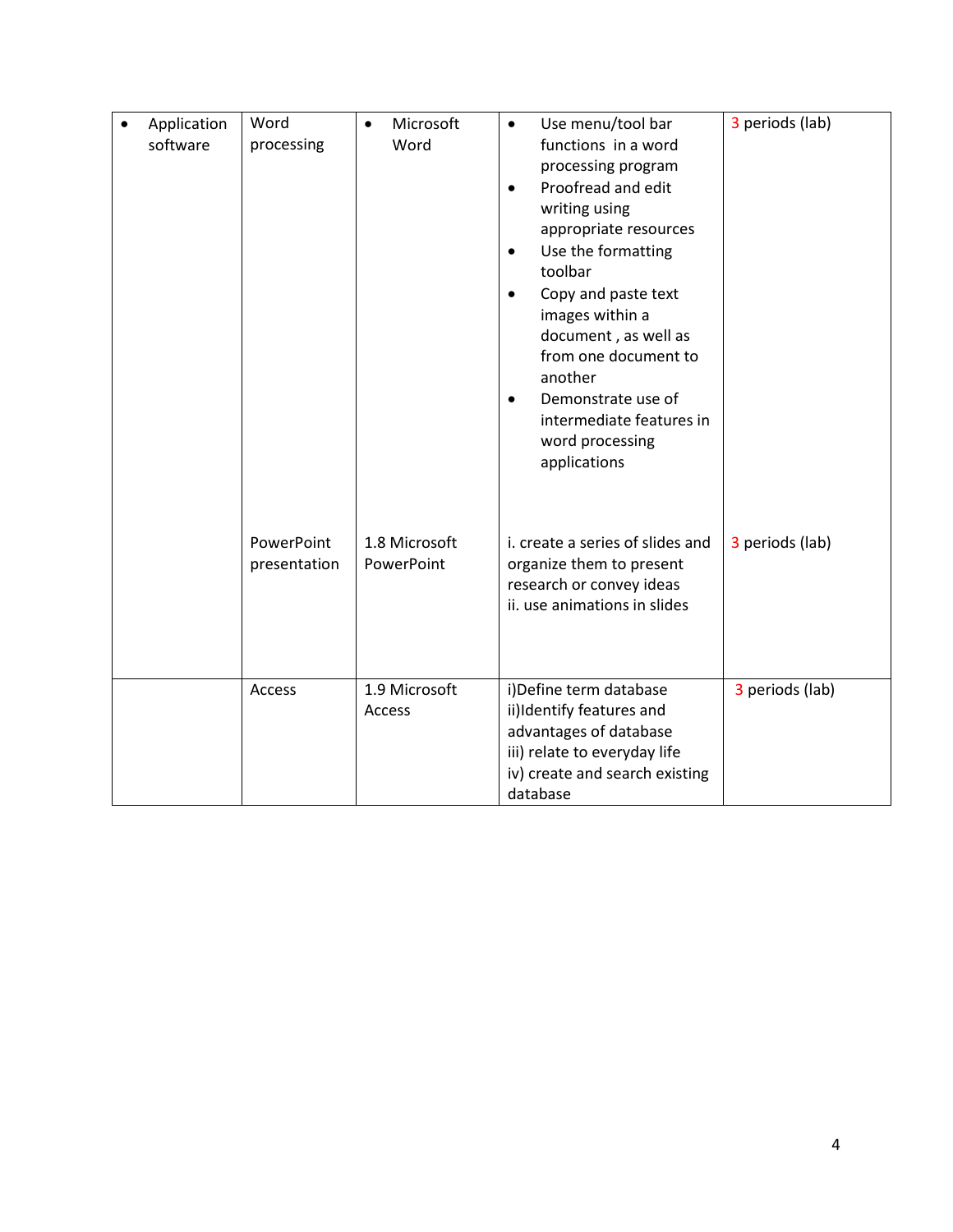|  |  |  |  |  |
|---|---|---|---|---|
| • Application software | Word processing | • Microsoft Word | • Use menu/tool bar functions in a word processing program<br>• Proofread and edit writing using appropriate resources<br>• Use the formatting toolbar<br>• Copy and paste text images within a document , as well as from one document to another<br>• Demonstrate use of intermediate features in word processing applications | 3 periods (lab) |
|  | PowerPoint presentation | 1.8 Microsoft PowerPoint | i. create a series of slides and organize them to present research or convey ideas<br>ii. use animations in slides | 3 periods (lab) |
|  | Access | 1.9 Microsoft Access | i)Define term database<br>ii)Identify features and advantages of database<br>iii) relate to everyday life<br>iv) create and search existing database | 3 periods (lab) |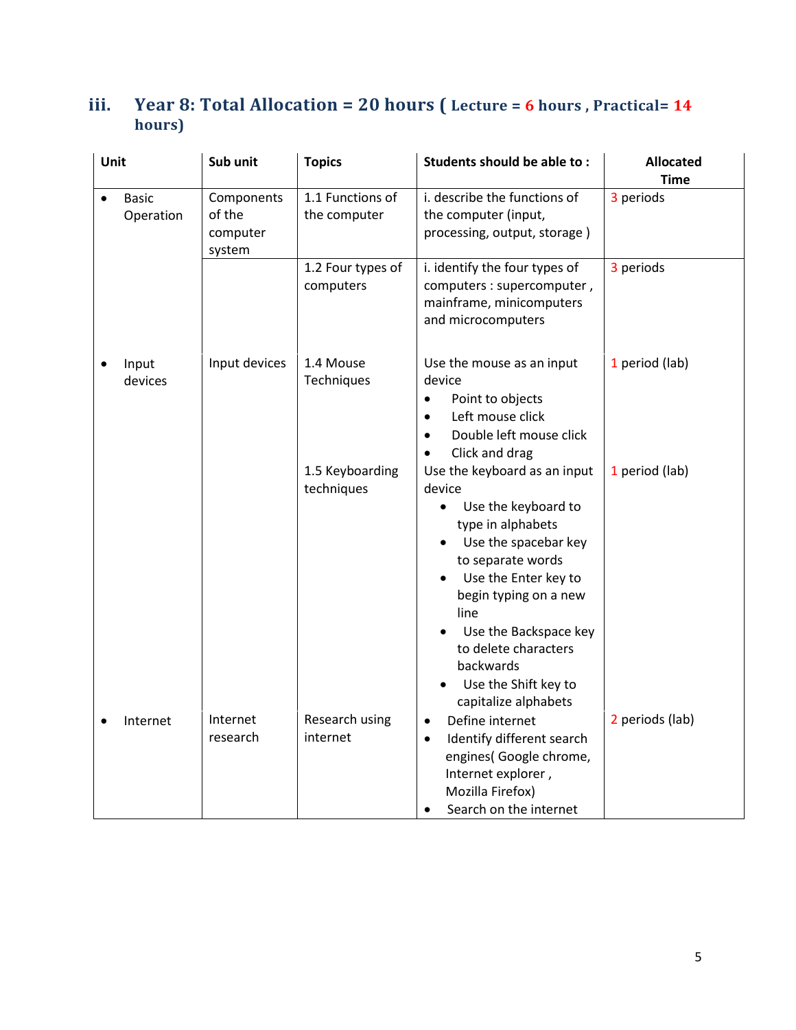### iii. Year 8: Total Allocation = 20 hours ( Lecture = 6 hours , Practical= 14 hours)

| Unit | Sub unit | Topics | Students should be able to : | Allocated Time |
|---|---|---|---|---|
| • Basic Operation | Components of the computer system | 1.1 Functions of the computer | i. describe the functions of the computer (input, processing, output, storage ) | 3 periods |
| | | 1.2 Four types of computers | i. identify the four types of computers : supercomputer , mainframe, minicomputers and microcomputers | 3 periods |
| • Input devices | Input devices | 1.4 Mouse Techniques | Use the mouse as an input device<br>• Point to objects<br>• Left mouse click<br>• Double left mouse click<br>• Click and drag | 1 period (lab) |
| | | 1.5 Keyboarding techniques | Use the keyboard as an input device<br>• Use the keyboard to type in alphabets<br>• Use the spacebar key to separate words<br>• Use the Enter key to begin typing on a new line<br>• Use the Backspace key to delete characters backwards<br>• Use the Shift key to capitalize alphabets | 1 period (lab) |
| • Internet | Internet research | Research using internet | • Define internet<br>• Identify different search engines( Google chrome, Internet explorer , Mozilla Firefox)<br>• Search on the internet | 2 periods (lab) |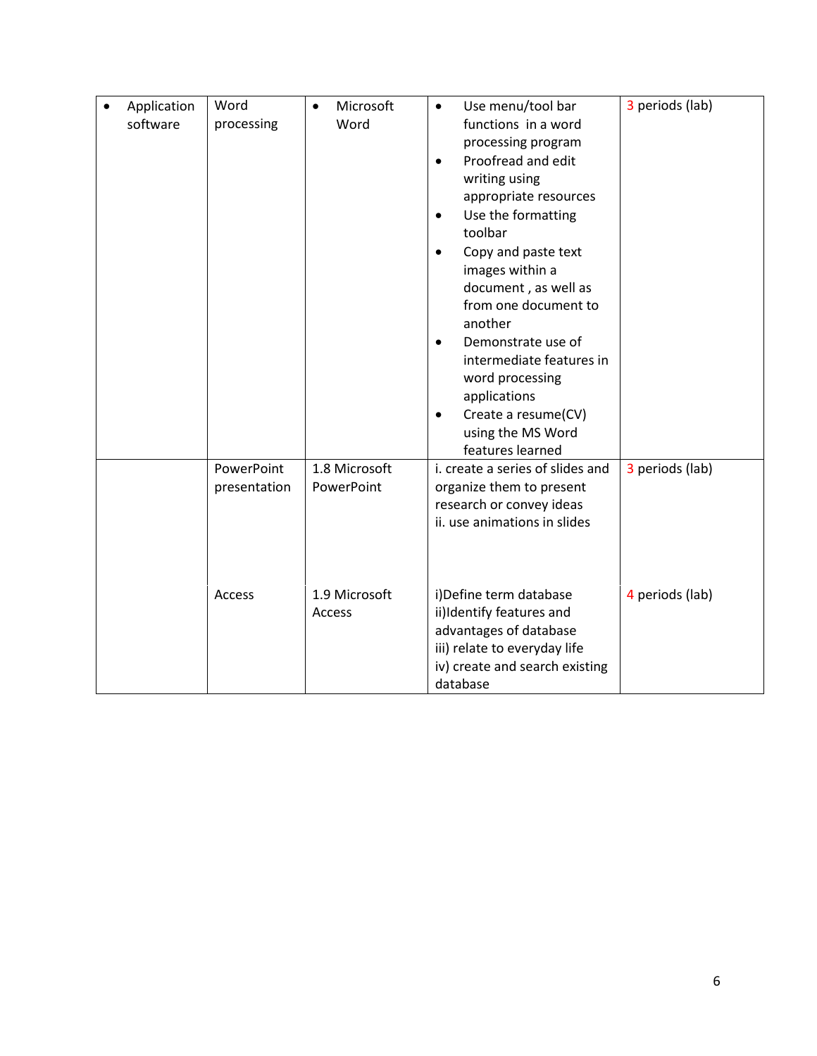| | | | | |
|---|---|---|---|---|
| • Application software | Word processing | • Microsoft Word | • Use menu/tool bar functions in a word processing program<br>• Proofread and edit writing using appropriate resources<br>• Use the formatting toolbar<br>• Copy and paste text images within a document , as well as from one document to another<br>• Demonstrate use of intermediate features in word processing applications<br>• Create a resume(CV) using the MS Word features learned | 3 periods (lab) |
| | PowerPoint presentation | 1.8 Microsoft PowerPoint | i. create a series of slides and organize them to present research or convey ideas<br>ii. use animations in slides | 3 periods (lab) |
| | Access | 1.9 Microsoft Access | i)Define term database<br>ii)Identify features and advantages of database<br>iii) relate to everyday life<br>iv) create and search existing database | 4 periods (lab) |